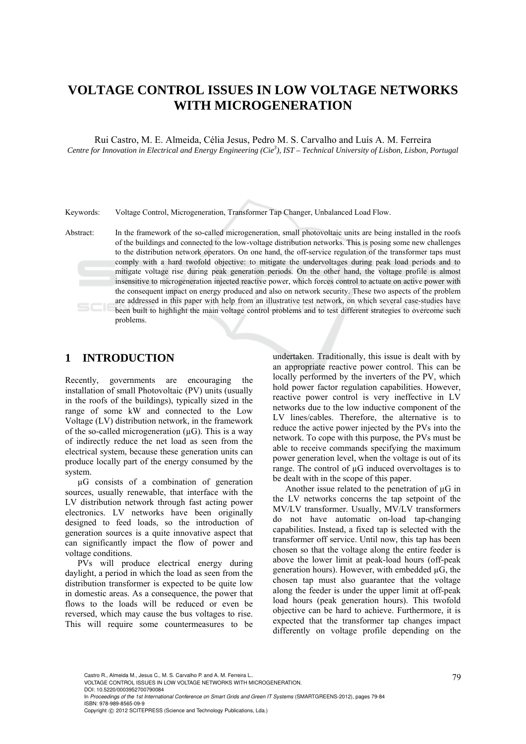# VOLTAGE CONTROL ISSUES IN LOW VOLTAGE NETWORKS WITH MICROGENERATION

Rui Castro, M. E. Almeida, Célia Jesus, Pedro M. S. Carvalho and Luís A. M. Ferreira

*Centre for Innovation in Electrical and Energy Engineering (Cie[3]), IST – Technical University of Lisbon, Lisbon, Portugal*

Keywords: Voltage Control, Microgeneration, Transformer Tap Changer, Unbalanced Load Flow.

Abstract: In the framework of the so-called microgeneration, small photovoltaic units are being installed in the roofs of the buildings and connected to the low-voltage distribution networks. This is posing some new challenges to the distribution network operators. On one hand, the off-service regulation of the transformer taps must comply with a hard twofold objective: to mitigate the undervoltages during peak load periods and to mitigate voltage rise during peak generation periods. On the other hand, the voltage profile is almost insensitive to microgeneration injected reactive power, which forces control to actuate on active power with the consequent impact on energy produced and also on network security. These two aspects of the problem are addressed in this paper with help from an illustrative test network, on which several case-studies have been built to highlight the main voltage control problems and to test different strategies to overcome such problems.

## 1 INTRODUCTION

Recently, governments are encouraging the installation of small Photovoltaic (PV) units (usually in the roofs of the buildings), typically sized in the range of some kW and connected to the Low Voltage (LV) distribution network, in the framework of the so-called microgeneration (μG). This is a way of indirectly reduce the net load as seen from the electrical system, because these generation units can produce locally part of the energy consumed by the system.

μG consists of a combination of generation sources, usually renewable, that interface with the LV distribution network through fast acting power electronics. LV networks have been originally designed to feed loads, so the introduction of generation sources is a quite innovative aspect that can significantly impact the flow of power and voltage conditions.

PVs will produce electrical energy during daylight, a period in which the load as seen from the distribution transformer is expected to be quite low in domestic areas. As a consequence, the power that flows to the loads will be reduced or even be reversed, which may cause the bus voltages to rise. This will require some countermeasures to be undertaken. Traditionally, this issue is dealt with by an appropriate reactive power control. This can be locally performed by the inverters of the PV, which hold power factor regulation capabilities. However, reactive power control is very ineffective in LV networks due to the low inductive component of the LV lines/cables. Therefore, the alternative is to reduce the active power injected by the PVs into the network. To cope with this purpose, the PVs must be able to receive commands specifying the maximum power generation level, when the voltage is out of its range. The control of μG induced overvoltages is to be dealt with in the scope of this paper.

Another issue related to the penetration of μG in the LV networks concerns the tap setpoint of the MV/LV transformer. Usually, MV/LV transformers do not have automatic on-load tap-changing capabilities. Instead, a fixed tap is selected with the transformer off service. Until now, this tap has been chosen so that the voltage along the entire feeder is above the lower limit at peak-load hours (off-peak generation hours). However, with embedded μG, the chosen tap must also guarantee that the voltage along the feeder is under the upper limit at off-peak load hours (peak generation hours). This twofold objective can be hard to achieve. Furthermore, it is expected that the transformer tap changes impact differently on voltage profile depending on the

Castro R., Almeida M., Jesus C., M. S. Carvalho P. and A. M. Ferreira L..
VOLTAGE CONTROL ISSUES IN LOW VOLTAGE NETWORKS WITH MICROGENERATION.
DOI: 10.5220/0003952700790084
In *Proceedings of the 1st International Conference on Smart Grids and Green IT Systems* (SMARTGREENS-2012), pages 79-84
ISBN: 978-989-8565-09-9
Copyright © 2012 SCITEPRESS (Science and Technology Publications, Lda.)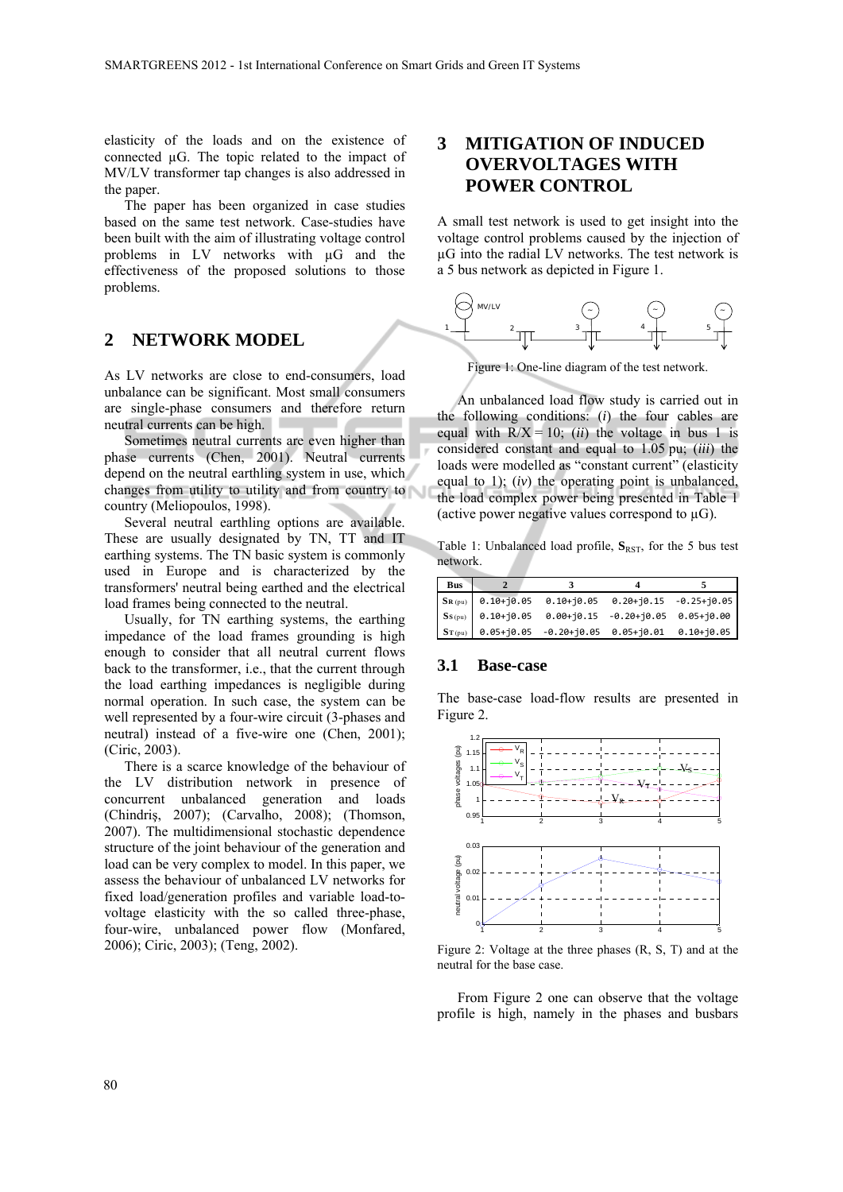elasticity of the loads and on the existence of connected μG. The topic related to the impact of MV/LV transformer tap changes is also addressed in the paper.

The paper has been organized in case studies based on the same test network. Case-studies have been built with the aim of illustrating voltage control problems in LV networks with μG and the effectiveness of the proposed solutions to those problems.

## 2 NETWORK MODEL

As LV networks are close to end-consumers, load unbalance can be significant. Most small consumers are single-phase consumers and therefore return neutral currents can be high.

Sometimes neutral currents are even higher than phase currents (Chen, 2001). Neutral currents depend on the neutral earthling system in use, which changes from utility to utility and from country to country (Meliopoulos, 1998).

Several neutral earthling options are available. These are usually designated by TN, TT and IT earthing systems. The TN basic system is commonly used in Europe and is characterized by the transformers' neutral being earthed and the electrical load frames being connected to the neutral.

Usually, for TN earthing systems, the earthing impedance of the load frames grounding is high enough to consider that all neutral current flows back to the transformer, i.e., that the current through the load earthing impedances is negligible during normal operation. In such case, the system can be well represented by a four-wire circuit (3-phases and neutral) instead of a five-wire one (Chen, 2001); (Ciric, 2003).

There is a scarce knowledge of the behaviour of the LV distribution network in presence of concurrent unbalanced generation and loads (Chindriş, 2007); (Carvalho, 2008); (Thomson, 2007). The multidimensional stochastic dependence structure of the joint behaviour of the generation and load can be very complex to model. In this paper, we assess the behaviour of unbalanced LV networks for fixed load/generation profiles and variable load-to-voltage elasticity with the so called three-phase, four-wire, unbalanced power flow (Monfared, 2006); Ciric, 2003); (Teng, 2002).

## 3 MITIGATION OF INDUCED OVERVOLTAGES WITH POWER CONTROL

A small test network is used to get insight into the voltage control problems caused by the injection of μG into the radial LV networks. The test network is a 5 bus network as depicted in Figure 1.

Figure 1: One-line diagram of the test network.

An unbalanced load flow study is carried out in the following conditions: (*i*) the four cables are equal with R/X = 10; (*ii*) the voltage in bus 1 is considered constant and equal to 1.05 pu; (*iii*) the loads were modelled as "constant current" (elasticity equal to 1); (*iv*) the operating point is unbalanced, the load complex power being presented in Table 1 (active power negative values correspond to μG).

Table 1: Unbalanced load profile, $\mathbf{S}_{RST}$, for the 5 bus test network.

| Bus | 2 | 3 | 4 | 5 |
|---|---|---|---|---|
| $\mathbf{S}_R$ (pu) | 0.10+j0.05 | 0.10+j0.05 | 0.20+j0.15 | -0.25+j0.05 |
| $\mathbf{S}_S$ (pu) | 0.10+j0.05 | 0.00+j0.15 | -0.20+j0.05 | 0.05+j0.00 |
| $\mathbf{S}_T$ (pu) | 0.05+j0.05 | -0.20+j0.05 | 0.05+j0.01 | 0.10+j0.05 |

### 3.1 Base-case

The base-case load-flow results are presented in Figure 2.

Figure 2: Voltage at the three phases (R, S, T) and at the neutral for the base case.

From Figure 2 one can observe that the voltage profile is high, namely in the phases and busbars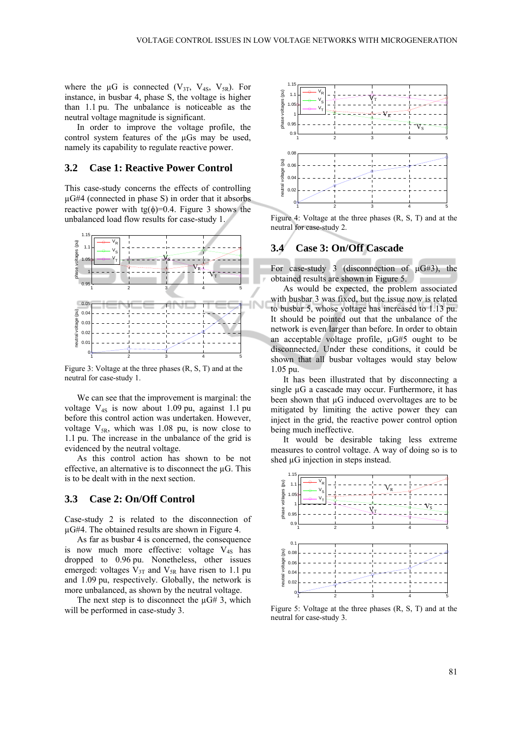where the μG is connected ($V_{3T}$, $V_{4S}$, $V_{5R}$). For instance, in busbar 4, phase S, the voltage is higher than 1.1 pu. The unbalance is noticeable as the neutral voltage magnitude is significant.

In order to improve the voltage profile, the control system features of the μGs may be used, namely its capability to regulate reactive power.

### 3.2 Case 1: Reactive Power Control

This case-study concerns the effects of controlling μG#4 (connected in phase S) in order that it absorbs reactive power with tg(ϕ)=0.4. Figure 3 shows the unbalanced load flow results for case-study 1.

Figure 3: Voltage at the three phases (R, S, T) and at the neutral for case-study 1.

We can see that the improvement is marginal: the voltage $V_{4S}$ is now about 1.09 pu, against 1.1 pu before this control action was undertaken. However, voltage $V_{5R}$, which was 1.08 pu, is now close to 1.1 pu. The increase in the unbalance of the grid is evidenced by the neutral voltage.

As this control action has shown to be not effective, an alternative is to disconnect the μG. This is to be dealt with in the next section.

### 3.3 Case 2: On/Off Control

Case-study 2 is related to the disconnection of μG#4. The obtained results are shown in Figure 4.

As far as busbar 4 is concerned, the consequence is now much more effective: voltage $V_{4S}$ has dropped to 0.96 pu. Nonetheless, other issues emerged: voltages $V_{3T}$ and $V_{5R}$ have risen to 1.1 pu and 1.09 pu, respectively. Globally, the network is more unbalanced, as shown by the neutral voltage.

The next step is to disconnect the μG# 3, which will be performed in case-study 3.

Figure 4: Voltage at the three phases (R, S, T) and at the neutral for case-study 2.

### 3.4 Case 3: On/Off Cascade

For case-study 3 (disconnection of μG#3), the obtained results are shown in Figure 5.

As would be expected, the problem associated with busbar 3 was fixed, but the issue now is related to busbar 5, whose voltage has increased to 1.13 pu. It should be pointed out that the unbalance of the network is even larger than before. In order to obtain an acceptable voltage profile, μG#5 ought to be disconnected. Under these conditions, it could be shown that all busbar voltages would stay below 1.05 pu.

It has been illustrated that by disconnecting a single μG a cascade may occur. Furthermore, it has been shown that μG induced overvoltages are to be mitigated by limiting the active power they can inject in the grid, the reactive power control option being much ineffective.

It would be desirable taking less extreme measures to control voltage. A way of doing so is to shed μG injection in steps instead.

Figure 5: Voltage at the three phases (R, S, T) and at the neutral for case-study 3.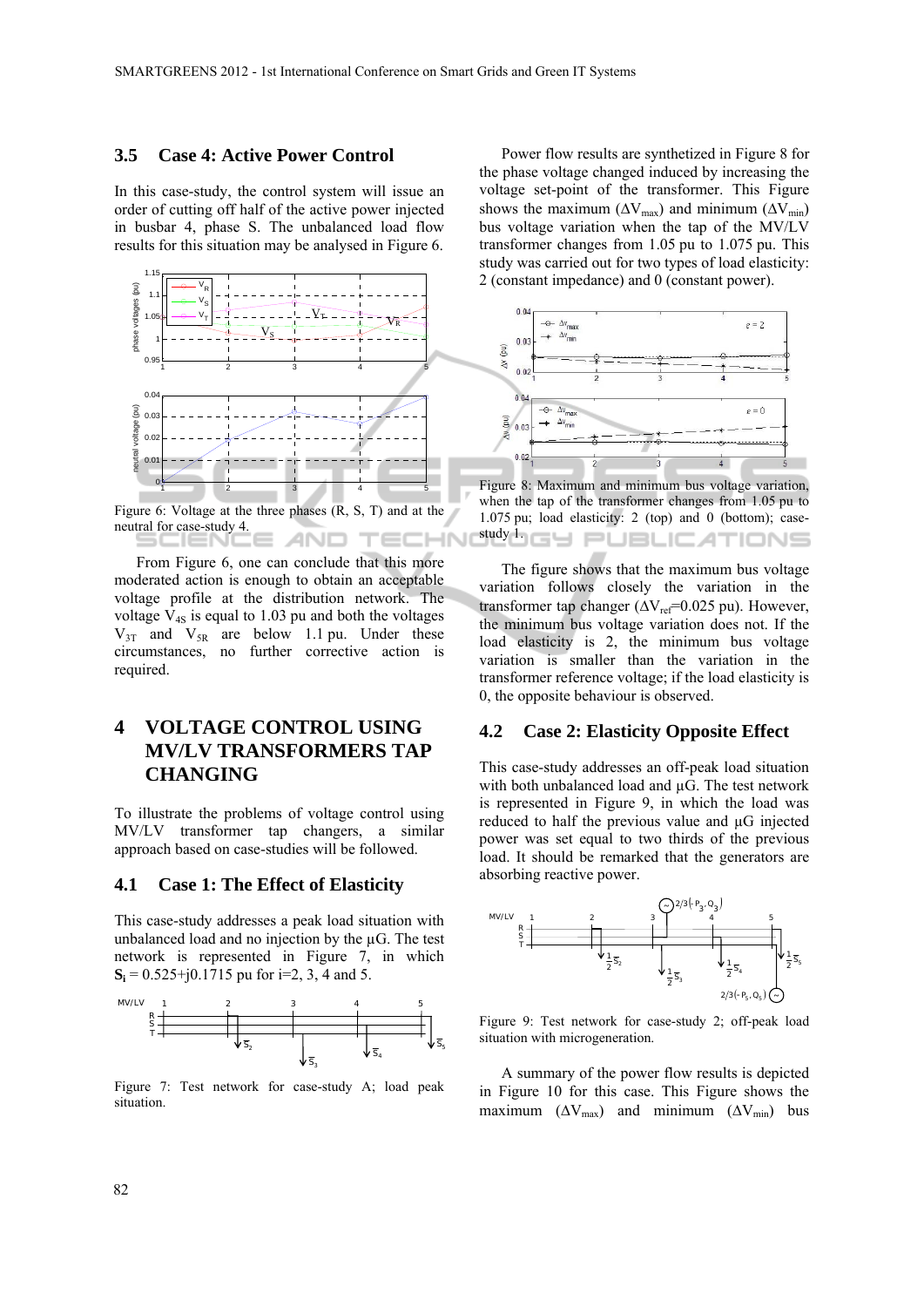### 3.5 Case 4: Active Power Control

In this case-study, the control system will issue an order of cutting off half of the active power injected in busbar 4, phase S. The unbalanced load flow results for this situation may be analysed in Figure 6.

Figure 6: Voltage at the three phases (R, S, T) and at the neutral for case-study 4.

From Figure 6, one can conclude that this more moderated action is enough to obtain an acceptable voltage profile at the distribution network. The voltage $V_{4S}$ is equal to 1.03 pu and both the voltages $V_{3T}$ and $V_{5R}$ are below 1.1 pu. Under these circumstances, no further corrective action is required.

## 4 VOLTAGE CONTROL USING MV/LV TRANSFORMERS TAP CHANGING

To illustrate the problems of voltage control using MV/LV transformer tap changers, a similar approach based on case-studies will be followed.

### 4.1 Case 1: The Effect of Elasticity

This case-study addresses a peak load situation with unbalanced load and no injection by the µG. The test network is represented in Figure 7, in which $\mathbf{S_i}$ = 0.525+j0.1715 pu for i=2, 3, 4 and 5.

Figure 7: Test network for case-study A; load peak situation.

Power flow results are synthetized in Figure 8 for the phase voltage changed induced by increasing the voltage set-point of the transformer. This Figure shows the maximum ($\Delta V_{max}$) and minimum ($\Delta V_{min}$) bus voltage variation when the tap of the MV/LV transformer changes from 1.05 pu to 1.075 pu. This study was carried out for two types of load elasticity: 2 (constant impedance) and 0 (constant power).

Figure 8: Maximum and minimum bus voltage variation, when the tap of the transformer changes from 1.05 pu to 1.075 pu; load elasticity: 2 (top) and 0 (bottom); case-study 1.

The figure shows that the maximum bus voltage variation follows closely the variation in the transformer tap changer ($\Delta V_{ref}$=0.025 pu). However, the minimum bus voltage variation does not. If the load elasticity is 2, the minimum bus voltage variation is smaller than the variation in the transformer reference voltage; if the load elasticity is 0, the opposite behaviour is observed.

### 4.2 Case 2: Elasticity Opposite Effect

This case-study addresses an off-peak load situation with both unbalanced load and µG. The test network is represented in Figure 9, in which the load was reduced to half the previous value and µG injected power was set equal to two thirds of the previous load. It should be remarked that the generators are absorbing reactive power.

Figure 9: Test network for case-study 2; off-peak load situation with microgeneration.

A summary of the power flow results is depicted in Figure 10 for this case. This Figure shows the maximum ($\Delta V_{max}$) and minimum ($\Delta V_{min}$) bus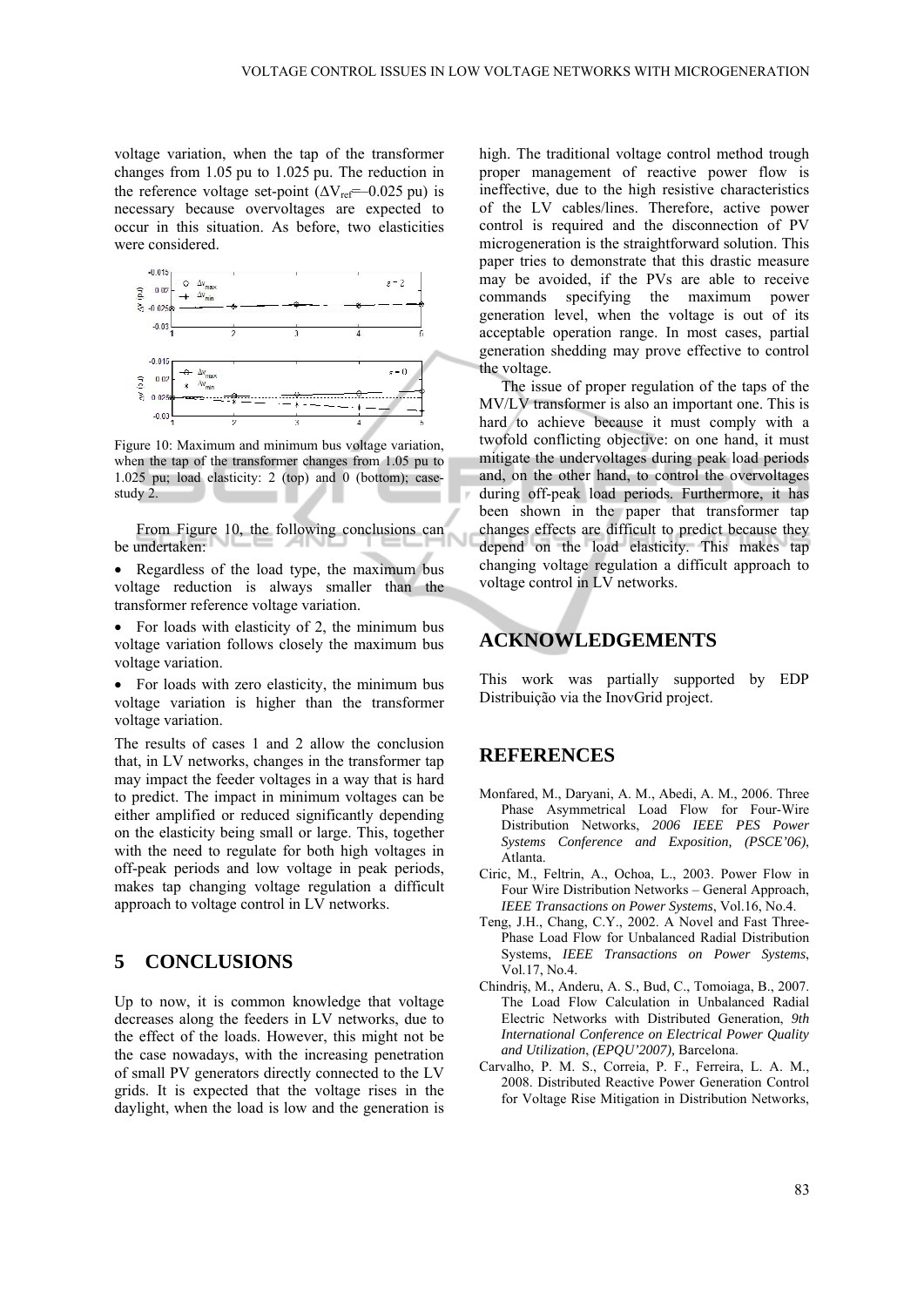voltage variation, when the tap of the transformer changes from 1.05 pu to 1.025 pu. The reduction in the reference voltage set-point ($\Delta V_{ref}$=−0.025 pu) is necessary because overvoltages are expected to occur in this situation. As before, two elasticities were considered.

Figure 10: Maximum and minimum bus voltage variation, when the tap of the transformer changes from 1.05 pu to 1.025 pu; load elasticity: 2 (top) and 0 (bottom); case-study 2.

From Figure 10, the following conclusions can be undertaken:

- Regardless of the load type, the maximum bus voltage reduction is always smaller than the transformer reference voltage variation.
- For loads with elasticity of 2, the minimum bus voltage variation follows closely the maximum bus voltage variation.
- For loads with zero elasticity, the minimum bus voltage variation is higher than the transformer voltage variation.

The results of cases 1 and 2 allow the conclusion that, in LV networks, changes in the transformer tap may impact the feeder voltages in a way that is hard to predict. The impact in minimum voltages can be either amplified or reduced significantly depending on the elasticity being small or large. This, together with the need to regulate for both high voltages in off-peak periods and low voltage in peak periods, makes tap changing voltage regulation a difficult approach to voltage control in LV networks.

## 5 CONCLUSIONS

Up to now, it is common knowledge that voltage decreases along the feeders in LV networks, due to the effect of the loads. However, this might not be the case nowadays, with the increasing penetration of small PV generators directly connected to the LV grids. It is expected that the voltage rises in the daylight, when the load is low and the generation is high. The traditional voltage control method trough proper management of reactive power flow is ineffective, due to the high resistive characteristics of the LV cables/lines. Therefore, active power control is required and the disconnection of PV microgeneration is the straightforward solution. This paper tries to demonstrate that this drastic measure may be avoided, if the PVs are able to receive commands specifying the maximum power generation level, when the voltage is out of its acceptable operation range. In most cases, partial generation shedding may prove effective to control the voltage.

The issue of proper regulation of the taps of the MV/LV transformer is also an important one. This is hard to achieve because it must comply with a twofold conflicting objective: on one hand, it must mitigate the undervoltages during peak load periods and, on the other hand, to control the overvoltages during off-peak load periods. Furthermore, it has been shown in the paper that transformer tap changes effects are difficult to predict because they depend on the load elasticity. This makes tap changing voltage regulation a difficult approach to voltage control in LV networks.

## ACKNOWLEDGEMENTS

This work was partially supported by EDP Distribuição via the InovGrid project.

## REFERENCES

Monfared, M., Daryani, A. M., Abedi, A. M., 2006. Three Phase Asymmetrical Load Flow for Four-Wire Distribution Networks, *2006 IEEE PES Power Systems Conference and Exposition, (PSCE'06)*, Atlanta.

Ciric, M., Feltrin, A., Ochoa, L., 2003. Power Flow in Four Wire Distribution Networks – General Approach, *IEEE Transactions on Power Systems*, Vol.16, No.4.

Teng, J.H., Chang, C.Y., 2002. A Novel and Fast Three-Phase Load Flow for Unbalanced Radial Distribution Systems, *IEEE Transactions on Power Systems*, Vol.17, No.4.

Chindriş, M., Anderu, A. S., Bud, C., Tomoiaga, B., 2007. The Load Flow Calculation in Unbalanced Radial Electric Networks with Distributed Generation, *9th International Conference on Electrical Power Quality and Utilization*, *(EPQU'2007),* Barcelona.

Carvalho, P. M. S., Correia, P. F., Ferreira, L. A. M., 2008. Distributed Reactive Power Generation Control for Voltage Rise Mitigation in Distribution Networks,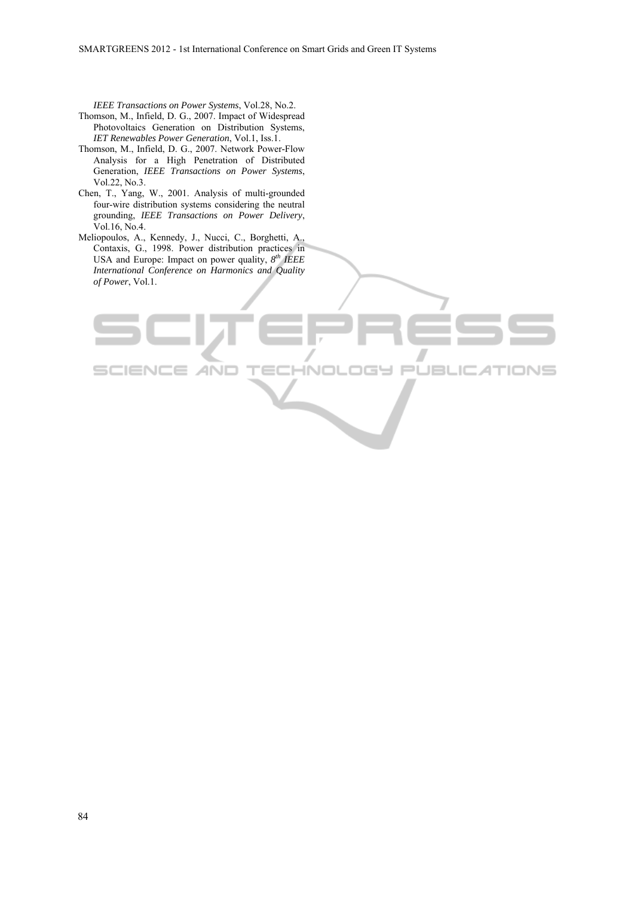*IEEE Transactions on Power Systems*, Vol.28, No.2.

Thomson, M., Infield, D. G., 2007. Impact of Widespread Photovoltaics Generation on Distribution Systems, *IET Renewables Power Generation*, Vol.1, Iss.1.

Thomson, M., Infield, D. G., 2007. Network Power-Flow Analysis for a High Penetration of Distributed Generation, *IEEE Transactions on Power Systems*, Vol.22, No.3.

Chen, T., Yang, W., 2001. Analysis of multi-grounded four-wire distribution systems considering the neutral grounding, *IEEE Transactions on Power Delivery*, Vol.16, No.4.

Meliopoulos, A., Kennedy, J., Nucci, C., Borghetti, A., Contaxis, G., 1998. Power distribution practices in USA and Europe: Impact on power quality, *8th IEEE International Conference on Harmonics and Quality of Power*, Vol.1.